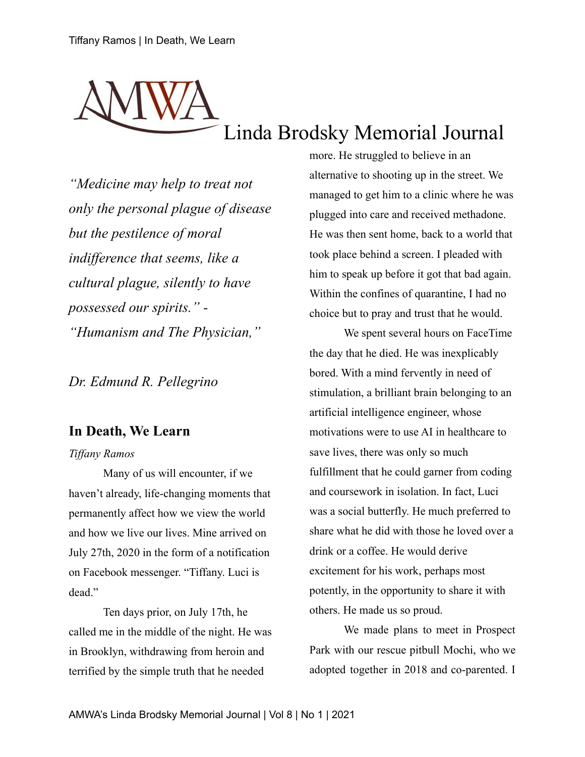# Linda Brodsky Memorial Journal

*"Medicine may help to treat not only the personal plague of disease but the pestilence of moral indifference that seems, like a cultural plague, silently to have possessed our spirits." - "Humanism and The Physician,"*

*Dr. Edmund R. Pellegrino*

## In Death, We Learn

*Tiffany Ramos*

Many of us will encounter, if we haven't already, life-changing moments that permanently affect how we view the world and how we live our lives. Mine arrived on July 27th, 2020 in the form of a notification on Facebook messenger. "Tiffany. Luci is dead."

Ten days prior, on July 17th, he called me in the middle of the night. He was in Brooklyn, withdrawing from heroin and terrified by the simple truth that he needed more. He struggled to believe in an alternative to shooting up in the street. We managed to get him to a clinic where he was plugged into care and received methadone. He was then sent home, back to a world that took place behind a screen. I pleaded with him to speak up before it got that bad again. Within the confines of quarantine, I had no choice but to pray and trust that he would.

We spent several hours on FaceTime the day that he died. He was inexplicably bored. With a mind fervently in need of stimulation, a brilliant brain belonging to an artificial intelligence engineer, whose motivations were to use AI in healthcare to save lives, there was only so much fulfillment that he could garner from coding and coursework in isolation. In fact, Luci was a social butterfly. He much preferred to share what he did with those he loved over a drink or a coffee. He would derive excitement for his work, perhaps most potently, in the opportunity to share it with others. He made us so proud.

We made plans to meet in Prospect Park with our rescue pitbull Mochi, who we adopted together in 2018 and co-parented. I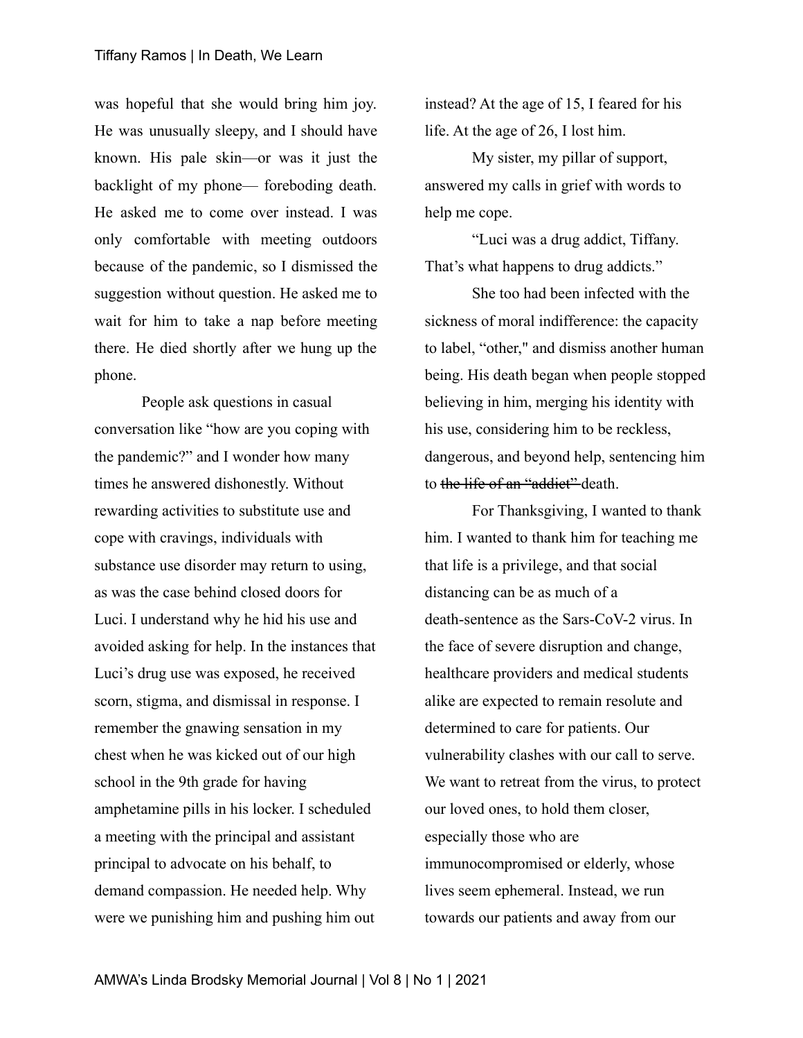was hopeful that she would bring him joy. He was unusually sleepy, and I should have known. His pale skin—or was it just the backlight of my phone— foreboding death. He asked me to come over instead. I was only comfortable with meeting outdoors because of the pandemic, so I dismissed the suggestion without question. He asked me to wait for him to take a nap before meeting there. He died shortly after we hung up the phone.

People ask questions in casual conversation like "how are you coping with the pandemic?" and I wonder how many times he answered dishonestly. Without rewarding activities to substitute use and cope with cravings, individuals with substance use disorder may return to using, as was the case behind closed doors for Luci. I understand why he hid his use and avoided asking for help. In the instances that Luci's drug use was exposed, he received scorn, stigma, and dismissal in response. I remember the gnawing sensation in my chest when he was kicked out of our high school in the 9th grade for having amphetamine pills in his locker. I scheduled a meeting with the principal and assistant principal to advocate on his behalf, to demand compassion. He needed help. Why were we punishing him and pushing him out instead? At the age of 15, I feared for his life. At the age of 26, I lost him.

My sister, my pillar of support, answered my calls in grief with words to help me cope.

"Luci was a drug addict, Tiffany. That's what happens to drug addicts."

She too had been infected with the sickness of moral indifference: the capacity to label, "other," and dismiss another human being. His death began when people stopped believing in him, merging his identity with his use, considering him to be reckless, dangerous, and beyond help, sentencing him to ~~the life of an "addict"~~ death.

For Thanksgiving, I wanted to thank him. I wanted to thank him for teaching me that life is a privilege, and that social distancing can be as much of a death-sentence as the Sars-CoV-2 virus. In the face of severe disruption and change, healthcare providers and medical students alike are expected to remain resolute and determined to care for patients. Our vulnerability clashes with our call to serve. We want to retreat from the virus, to protect our loved ones, to hold them closer, especially those who are immunocompromised or elderly, whose lives seem ephemeral. Instead, we run towards our patients and away from our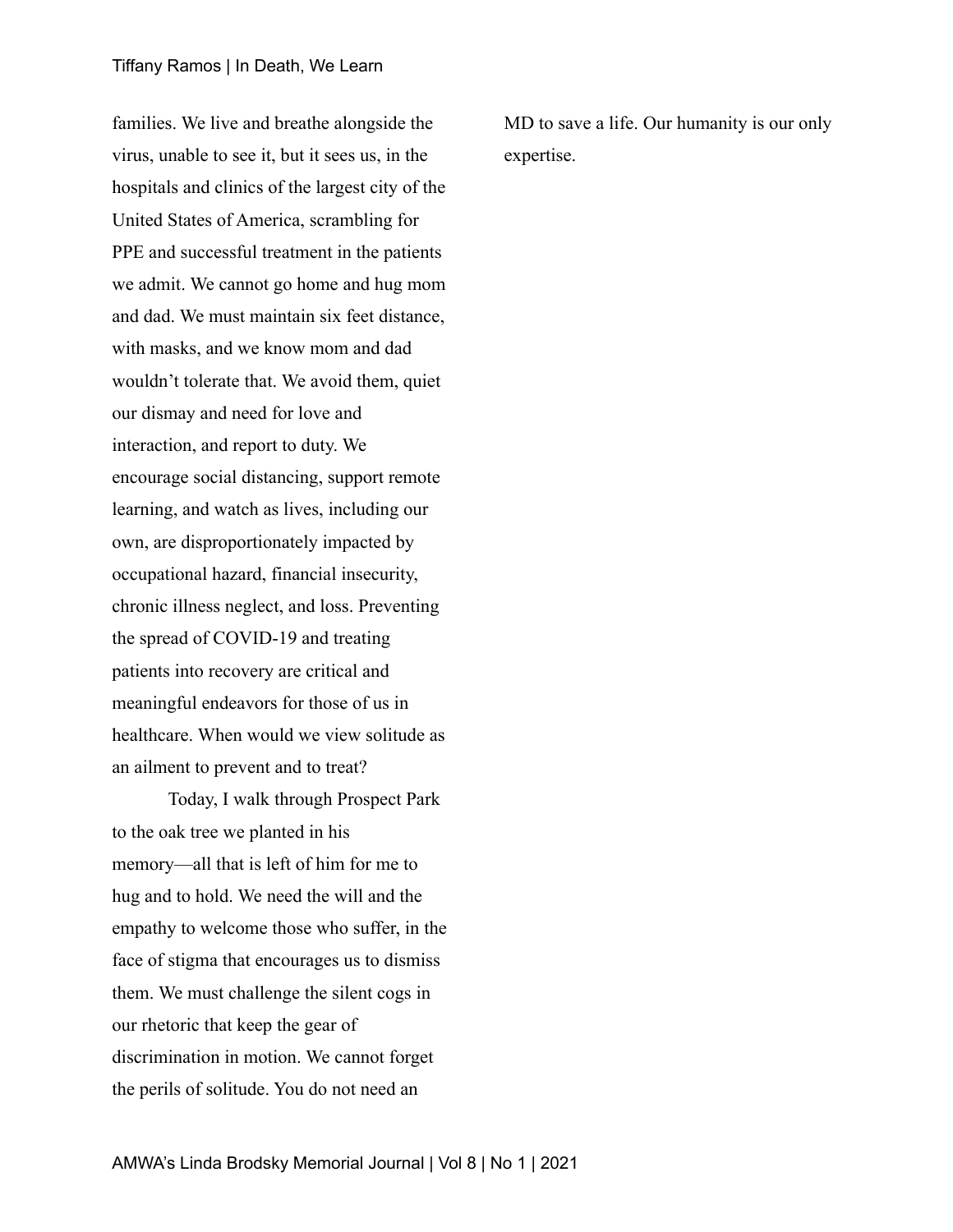families. We live and breathe alongside the virus, unable to see it, but it sees us, in the hospitals and clinics of the largest city of the United States of America, scrambling for PPE and successful treatment in the patients we admit. We cannot go home and hug mom and dad. We must maintain six feet distance, with masks, and we know mom and dad wouldn't tolerate that. We avoid them, quiet our dismay and need for love and interaction, and report to duty. We encourage social distancing, support remote learning, and watch as lives, including our own, are disproportionately impacted by occupational hazard, financial insecurity, chronic illness neglect, and loss. Preventing the spread of COVID-19 and treating patients into recovery are critical and meaningful endeavors for those of us in healthcare. When would we view solitude as an ailment to prevent and to treat?

Today, I walk through Prospect Park to the oak tree we planted in his memory—all that is left of him for me to hug and to hold. We need the will and the empathy to welcome those who suffer, in the face of stigma that encourages us to dismiss them. We must challenge the silent cogs in our rhetoric that keep the gear of discrimination in motion. We cannot forget the perils of solitude. You do not need an MD to save a life. Our humanity is our only expertise.